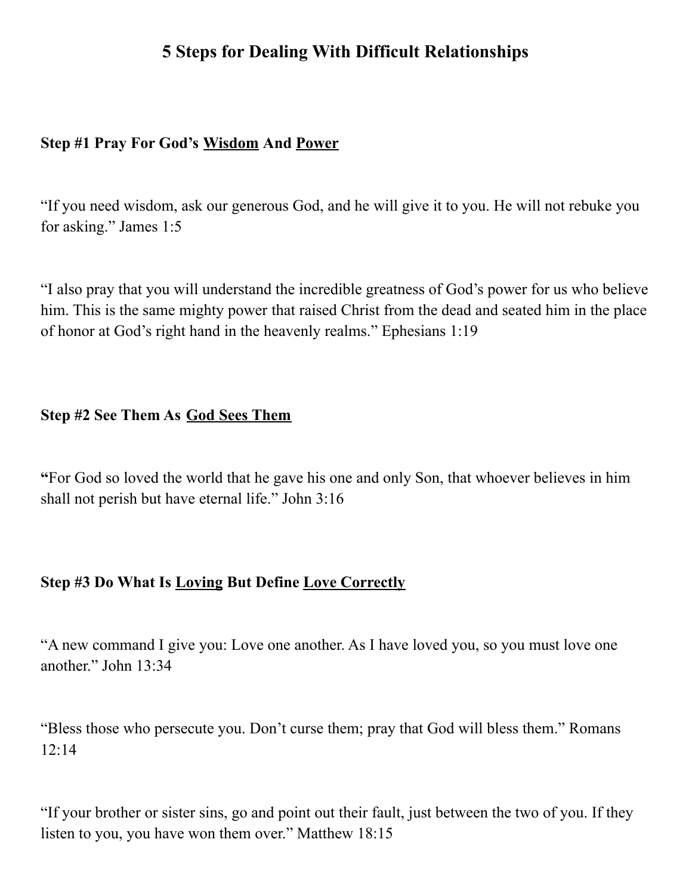# 5 Steps for Dealing With Difficult Relationships

**Step #1 Pray For God's <u>Wisdom</u> And <u>Power</u>**

"If you need wisdom, ask our generous God, and he will give it to you. He will not rebuke you for asking." James 1:5

"I also pray that you will understand the incredible greatness of God's power for us who believe him. This is the same mighty power that raised Christ from the dead and seated him in the place of honor at God's right hand in the heavenly realms." Ephesians 1:19

**Step #2 See Them As <u>God Sees Them</u>**

**"**For God so loved the world that he gave his one and only Son, that whoever believes in him shall not perish but have eternal life." John 3:16

**Step #3 Do What Is <u>Loving</u> But Define <u>Love Correctly</u>**

"A new command I give you: Love one another. As I have loved you, so you must love one another." John 13:34

"Bless those who persecute you. Don't curse them; pray that God will bless them." Romans 12:14

"If your brother or sister sins, go and point out their fault, just between the two of you. If they listen to you, you have won them over." Matthew 18:15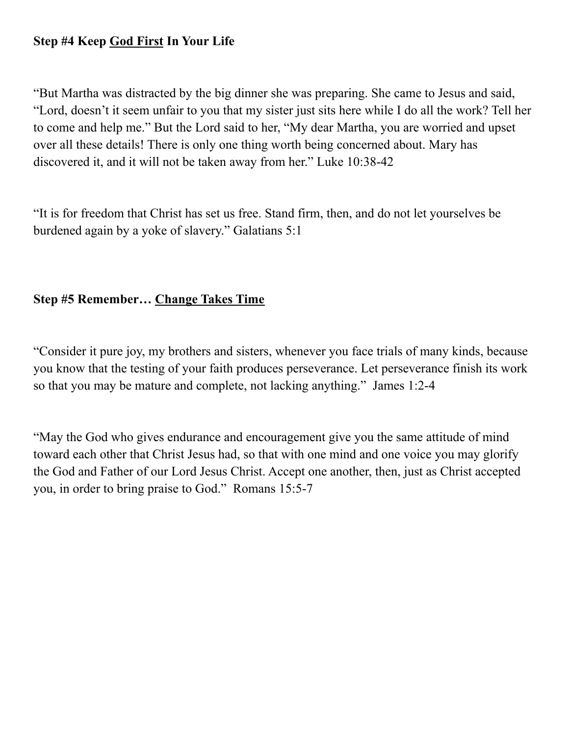**Step #4 Keep <u>God First</u> In Your Life**

"But Martha was distracted by the big dinner she was preparing. She came to Jesus and said, "Lord, doesn't it seem unfair to you that my sister just sits here while I do all the work? Tell her to come and help me." But the Lord said to her, "My dear Martha, you are worried and upset over all these details! There is only one thing worth being concerned about. Mary has discovered it, and it will not be taken away from her." Luke 10:38-42

"It is for freedom that Christ has set us free. Stand firm, then, and do not let yourselves be burdened again by a yoke of slavery." Galatians 5:1

**Step #5 Remember… <u>Change Takes Time</u>**

"Consider it pure joy, my brothers and sisters, whenever you face trials of many kinds, because you know that the testing of your faith produces perseverance. Let perseverance finish its work so that you may be mature and complete, not lacking anything." James 1:2-4

"May the God who gives endurance and encouragement give you the same attitude of mind toward each other that Christ Jesus had, so that with one mind and one voice you may glorify the God and Father of our Lord Jesus Christ. Accept one another, then, just as Christ accepted you, in order to bring praise to God." Romans 15:5-7